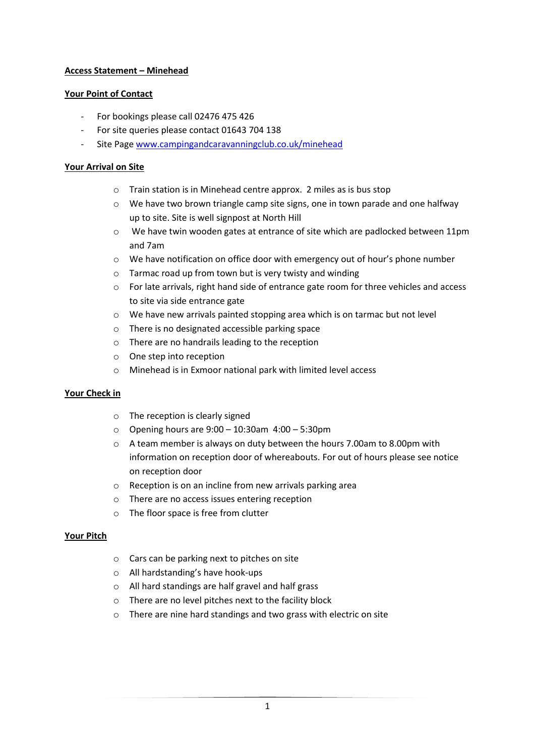**Access Statement – Minehead**

**Your Point of Contact**

- For bookings please call 02476 475 426
- For site queries please contact 01643 704 138
- Site Page [www.campingandcaravanningclub.co.uk/minehead](www.campingandcaravanningclub.co.uk/minehead)

**Your Arrival on Site**

- Train station is in Minehead centre approx. 2 miles as is bus stop
- We have two brown triangle camp site signs, one in town parade and one halfway up to site. Site is well signpost at North Hill
- We have twin wooden gates at entrance of site which are padlocked between 11pm and 7am
- We have notification on office door with emergency out of hour's phone number
- Tarmac road up from town but is very twisty and winding
- For late arrivals, right hand side of entrance gate room for three vehicles and access to site via side entrance gate
- We have new arrivals painted stopping area which is on tarmac but not level
- There is no designated accessible parking space
- There are no handrails leading to the reception
- One step into reception
- Minehead is in Exmoor national park with limited level access

**Your Check in**

- The reception is clearly signed
- Opening hours are 9:00 – 10:30am 4:00 – 5:30pm
- A team member is always on duty between the hours 7.00am to 8.00pm with information on reception door of whereabouts. For out of hours please see notice on reception door
- Reception is on an incline from new arrivals parking area
- There are no access issues entering reception
- The floor space is free from clutter

**Your Pitch**

- Cars can be parking next to pitches on site
- All hardstanding's have hook-ups
- All hard standings are half gravel and half grass
- There are no level pitches next to the facility block
- There are nine hard standings and two grass with electric on site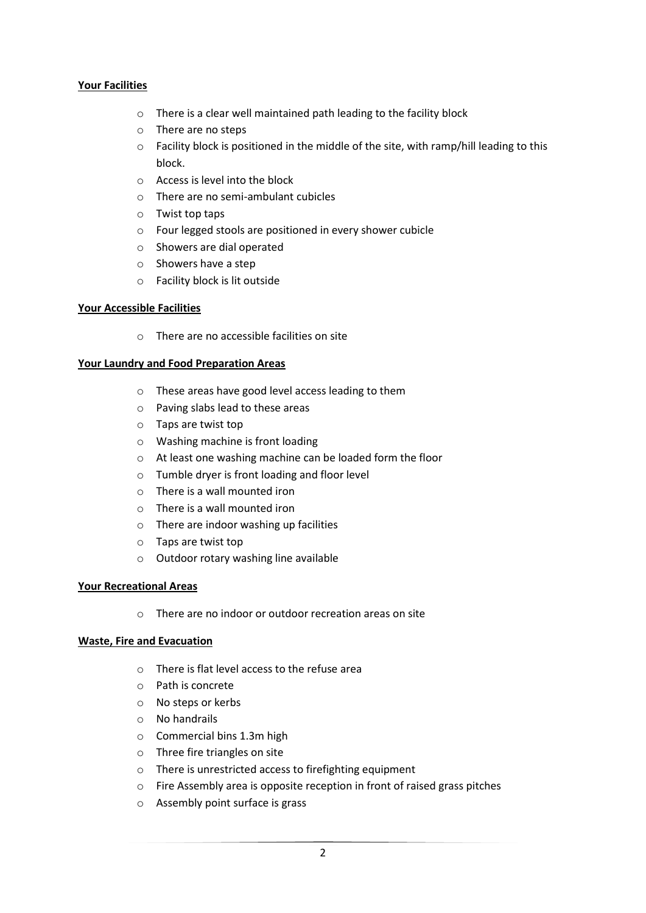**Your Facilities**

- There is a clear well maintained path leading to the facility block
- There are no steps
- Facility block is positioned in the middle of the site, with ramp/hill leading to this block.
- Access is level into the block
- There are no semi-ambulant cubicles
- Twist top taps
- Four legged stools are positioned in every shower cubicle
- Showers are dial operated
- Showers have a step
- Facility block is lit outside

**Your Accessible Facilities**

- There are no accessible facilities on site

**Your Laundry and Food Preparation Areas**

- These areas have good level access leading to them
- Paving slabs lead to these areas
- Taps are twist top
- Washing machine is front loading
- At least one washing machine can be loaded form the floor
- Tumble dryer is front loading and floor level
- There is a wall mounted iron
- There is a wall mounted iron
- There are indoor washing up facilities
- Taps are twist top
- Outdoor rotary washing line available

**Your Recreational Areas**

- There are no indoor or outdoor recreation areas on site

**Waste, Fire and Evacuation**

- There is flat level access to the refuse area
- Path is concrete
- No steps or kerbs
- No handrails
- Commercial bins 1.3m high
- Three fire triangles on site
- There is unrestricted access to firefighting equipment
- Fire Assembly area is opposite reception in front of raised grass pitches
- Assembly point surface is grass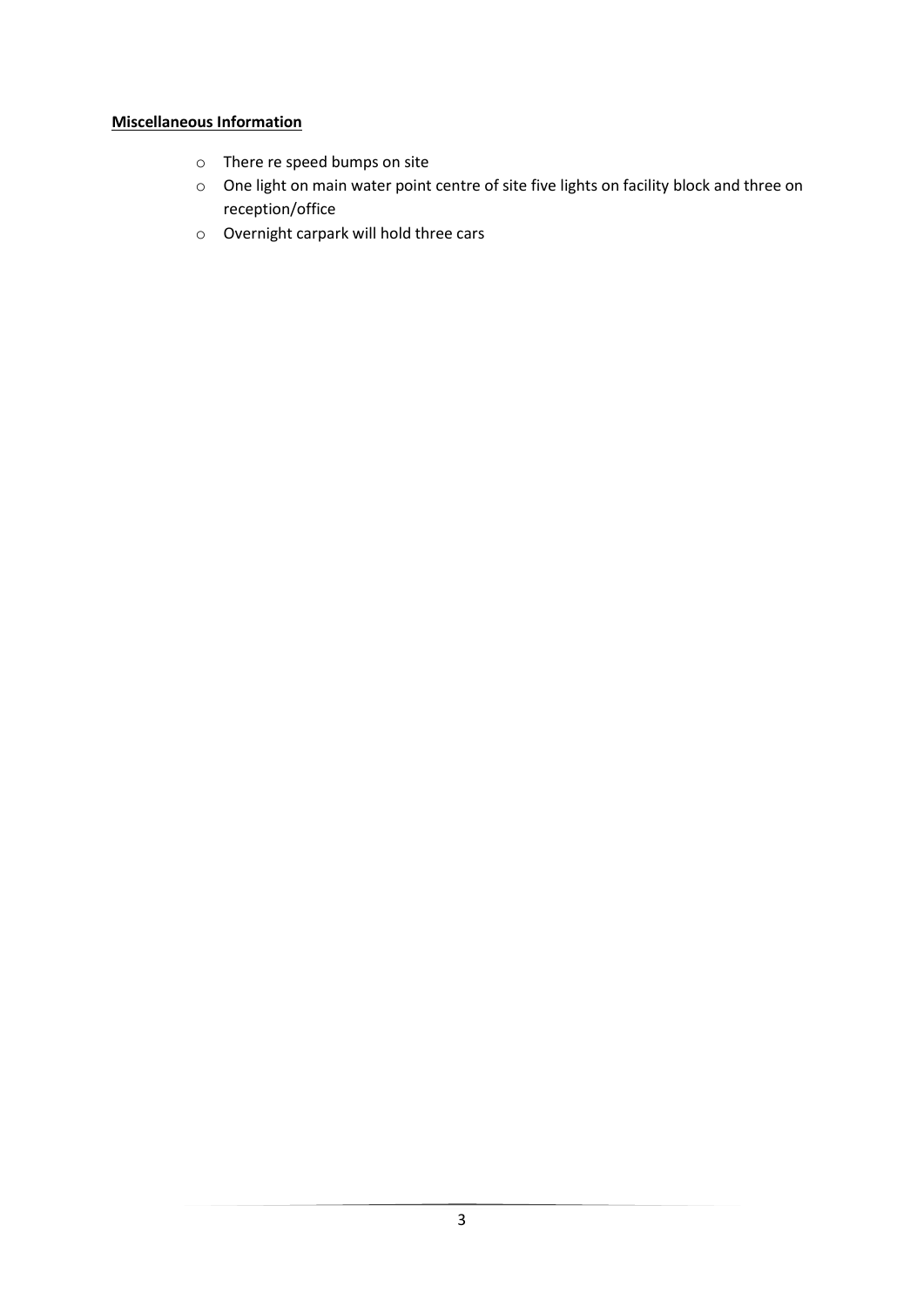**Miscellaneous Information**

- There re speed bumps on site
- One light on main water point centre of site five lights on facility block and three on reception/office
- Overnight carpark will hold three cars